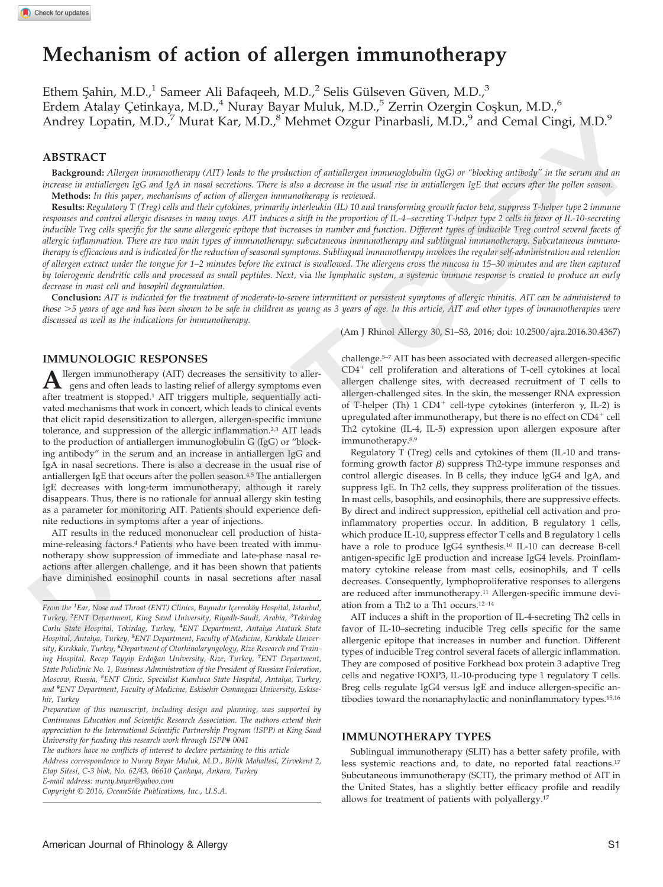# Mechanism of action of allergen immunotherapy

Ethem Şahin, M.D.,[1] Sameer Ali Bafaqeeh, M.D.,[2] Selis Gülseven Güven, M.D.,[3] Erdem Atalay Çetinkaya, M.D.,[4] Nuray Bayar Muluk, M.D.,[5] Zerrin Ozergin Coşkun, M.D.,[6] Andrey Lopatin, M.D.,[7] Murat Kar, M.D.,[8] Mehmet Ozgur Pinarbasli, M.D.,[9] and Cemal Cingi, M.D.[9]

## ABSTRACT

**Background:** *Allergen immunotherapy (AIT) leads to the production of antiallergen immunoglobulin (IgG) or "blocking antibody" in the serum and an increase in antiallergen IgG and IgA in nasal secretions. There is also a decrease in the usual rise in antiallergen IgE that occurs after the pollen season.*

**Methods:** *In this paper, mechanisms of action of allergen immunotherapy is reviewed.*

**Results:** *Regulatory T (Treg) cells and their cytokines, primarily interleukin (IL) 10 and transforming growth factor beta, suppress T-helper type 2 immune responses and control allergic diseases in many ways. AIT induces a shift in the proportion of IL-4–secreting T-helper type 2 cells in favor of IL-10-secreting inducible Treg cells specific for the same allergenic epitope that increases in number and function. Different types of inducible Treg control several facets of allergic inflammation. There are two main types of immunotherapy: subcutaneous immunotherapy and sublingual immunotherapy. Subcutaneous immunotherapy is efficacious and is indicated for the reduction of seasonal symptoms. Sublingual immunotherapy involves the regular self-administration and retention of allergen extract under the tongue for 1–2 minutes before the extract is swallowed. The allergens cross the mucosa in 15–30 minutes and are then captured by tolerogenic dendritic cells and processed as small peptides. Next,* via *the lymphatic system, a systemic immune response is created to produce an early decrease in mast cell and basophil degranulation.*

**Conclusion:** *AIT is indicated for the treatment of moderate-to-severe intermittent or persistent symptoms of allergic rhinitis. AIT can be administered to those >5 years of age and has been shown to be safe in children as young as 3 years of age. In this article, AIT and other types of immunotherapies were discussed as well as the indications for immunotherapy.*

(Am J Rhinol Allergy 30, S1–S3, 2016; doi: 10.2500/ajra.2016.30.4367)

## IMMUNOLOGIC RESPONSES

Allergen immunotherapy (AIT) decreases the sensitivity to allergens and often leads to lasting relief of allergy symptoms even after treatment is stopped.[1] AIT triggers multiple, sequentially activated mechanisms that work in concert, which leads to clinical events that elicit rapid desensitization to allergen, allergen-specific immune tolerance, and suppression of the allergic inflammation.[2,3] AIT leads to the production of antiallergen immunoglobulin G (IgG) or "blocking antibody" in the serum and an increase in antiallergen IgG and IgA in nasal secretions. There is also a decrease in the usual rise of antiallergen IgE that occurs after the pollen season.[4,5] The antiallergen IgE decreases with long-term immunotherapy, although it rarely disappears. Thus, there is no rationale for annual allergy skin testing as a parameter for monitoring AIT. Patients should experience definite reductions in symptoms after a year of injections.

AIT results in the reduced mononuclear cell production of histamine-releasing factors.[4] Patients who have been treated with immunotherapy show suppression of immediate and late-phase nasal reactions after allergen challenge, and it has been shown that patients have diminished eosinophil counts in nasal secretions after nasal challenge.[5–7] AIT has been associated with decreased allergen-specific $CD4^+$ cell proliferation and alterations of T-cell cytokines at local allergen challenge sites, with decreased recruitment of T cells to allergen-challenged sites. In the skin, the messenger RNA expression of T-helper (Th) 1 $CD4^+$ cell-type cytokines (interferon $\gamma$, IL-2) is upregulated after immunotherapy, but there is no effect on $CD4^+$ cell Th2 cytokine (IL-4, IL-5) expression upon allergen exposure after immunotherapy.[8,9]

Regulatory T (Treg) cells and cytokines of them (IL-10 and transforming growth factor $\beta$) suppress Th2-type immune responses and control allergic diseases. In B cells, they induce IgG4 and IgA, and suppress IgE. In Th2 cells, they suppress proliferation of the tissues. In mast cells, basophils, and eosinophils, there are suppressive effects. By direct and indirect suppression, epithelial cell activation and proinflammatory properties occur. In addition, B regulatory 1 cells, which produce IL-10, suppress effector T cells and B regulatory 1 cells have a role to produce IgG4 synthesis.[10] IL-10 can decrease B-cell antigen-specific IgE production and increase IgG4 levels. Proinflammatory cytokine release from mast cells, eosinophils, and T cells decreases. Consequently, lymphoproliferative responses to allergens are reduced after immunotherapy.[11] Allergen-specific immune deviation from a Th2 to a Th1 occurs.[12–14]

AIT induces a shift in the proportion of IL-4-secreting Th2 cells in favor of IL-10–secreting inducible Treg cells specific for the same allergenic epitope that increases in number and function. Different types of inducible Treg control several facets of allergic inflammation. They are composed of positive Forkhead box protein 3 adaptive Treg cells and negative FOXP3, IL-10-producing type 1 regulatory T cells. Breg cells regulate IgG4 versus IgE and induce allergen-specific antibodies toward the nonanaphylactic and noninflammatory types.[15,16]

## IMMUNOTHERAPY TYPES

Sublingual immunotherapy (SLIT) has a better safety profile, with less systemic reactions and, to date, no reported fatal reactions.[17] Subcutaneous immunotherapy (SCIT), the primary method of AIT in the United States, has a slightly better efficacy profile and readily allows for treatment of patients with polyallergy.[17]

*From the [1]Ear, Nose and Throat (ENT) Clinics, Bayındır Içerenköy Hospital, Istanbul, Turkey, [2]ENT Department, King Saud University, Riyadh-Saudi, Arabia, [3]Tekirdag Corlu State Hospital, Tekirdag, Turkey, [4]ENT Department, Antalya Ataturk State Hospital, Antalya, Turkey, [5]ENT Department, Faculty of Medicine, Kırıkkale University, Kırıkkale, Turkey, [6]Department of Otorhinolaryngology, Rize Research and Training Hospital, Recep Tayyip Erdoğan University, Rize, Turkey, [7]ENT Department, State Policlinic No. 1, Business Administration of the President of Russian Federation, Moscow, Russia, [8]ENT Clinic, Specialist Kumluca State Hospital, Antalya, Turkey, and [9]ENT Department, Faculty of Medicine, Eskisehir Osmangazi University, Eskisehir, Turkey*

*Preparation of this manuscript, including design and planning, was supported by Continuous Education and Scientific Research Association. The authors extend their appreciation to the International Scientific Partnership Program (ISPP) at King Saud University for funding this research work through ISPP# 0041*

*The authors have no conflicts of interest to declare pertaining to this article*

*Address correspondence to Nuray Bayar Muluk, M.D., Birlik Mahallesi, Zirvekent 2, Etap Sitesi, C-3 blok, No. 62/43, 06610 Çankaya, Ankara, Turkey*

*E-mail address: nuray.bayar@yahoo.com*

*Copyright © 2016, OceanSide Publications, Inc., U.S.A.*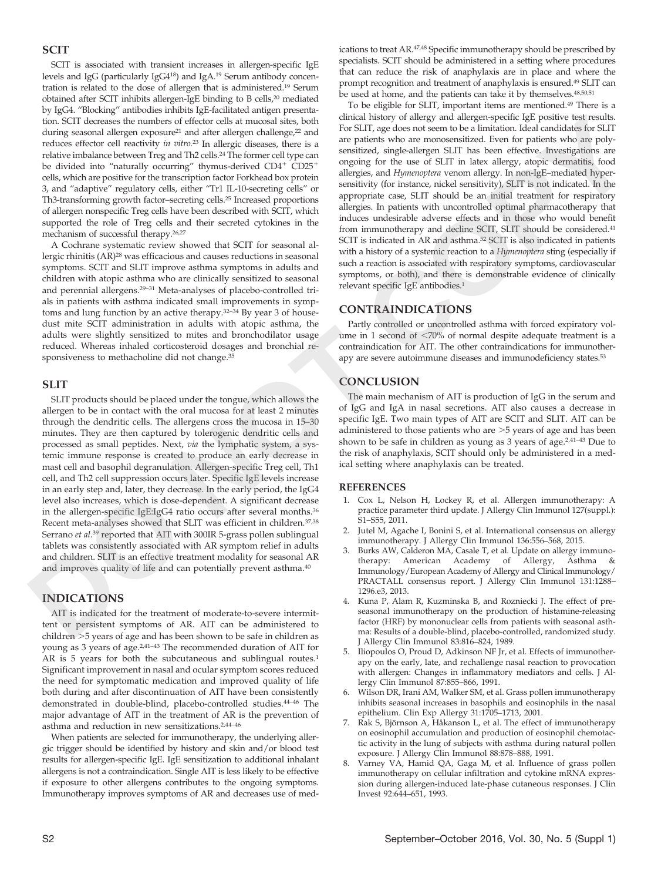## SCIT

SCIT is associated with transient increases in allergen-specific IgE levels and IgG (particularly IgG4[18]) and IgA.[19] Serum antibody concentration is related to the dose of allergen that is administered.[19] Serum obtained after SCIT inhibits allergen-IgE binding to B cells,[20] mediated by IgG4. "Blocking" antibodies inhibits IgE-facilitated antigen presentation. SCIT decreases the numbers of effector cells at mucosal sites, both during seasonal allergen exposure[21] and after allergen challenge,[22] and reduces effector cell reactivity *in vitro*.[23] In allergic diseases, there is a relative imbalance between Treg and Th2 cells.[24] The former cell type can be divided into "naturally occurring" thymus-derived $CD4^+$ $CD25^+$ cells, which are positive for the transcription factor Forkhead box protein 3, and "adaptive" regulatory cells, either "Tr1 IL-10-secreting cells" or Th3-transforming growth factor–secreting cells.[25] Increased proportions of allergen nonspecific Treg cells have been described with SCIT, which supported the role of Treg cells and their secreted cytokines in the mechanism of successful therapy.[26,27]

A Cochrane systematic review showed that SCIT for seasonal allergic rhinitis (AR)[28] was efficacious and causes reductions in seasonal symptoms. SCIT and SLIT improve asthma symptoms in adults and children with atopic asthma who are clinically sensitized to seasonal and perennial allergens.[29–31] Meta-analyses of placebo-controlled trials in patients with asthma indicated small improvements in symptoms and lung function by an active therapy.[32–34] By year 3 of house-dust mite SCIT administration in adults with atopic asthma, the adults were slightly sensitized to mites and bronchodilator usage reduced. Whereas inhaled corticosteroid dosages and bronchial responsiveness to methacholine did not change.[35]

## SLIT

SLIT products should be placed under the tongue, which allows the allergen to be in contact with the oral mucosa for at least 2 minutes through the dendritic cells. The allergens cross the mucosa in 15–30 minutes. They are then captured by tolerogenic dendritic cells and processed as small peptides. Next, *via* the lymphatic system, a systemic immune response is created to produce an early decrease in mast cell and basophil degranulation. Allergen-specific Treg cell, Th1 cell, and Th2 cell suppression occurs later. Specific IgE levels increase in an early step and, later, they decrease. In the early period, the IgG4 level also increases, which is dose-dependent. A significant decrease in the allergen-specific IgE:IgG4 ratio occurs after several months.[36] Recent meta-analyses showed that SLIT was efficient in children.[37,38] Serrano *et al.*[39] reported that AIT with 300IR 5-grass pollen sublingual tablets was consistently associated with AR symptom relief in adults and children. SLIT is an effective treatment modality for seasonal AR and improves quality of life and can potentially prevent asthma.[40]

## INDICATIONS

AIT is indicated for the treatment of moderate-to-severe intermittent or persistent symptoms of AR. AIT can be administered to children >5 years of age and has been shown to be safe in children as young as 3 years of age.[2,41–43] The recommended duration of AIT for AR is 5 years for both the subcutaneous and sublingual routes.[1] Significant improvement in nasal and ocular symptom scores reduced the need for symptomatic medication and improved quality of life both during and after discontinuation of AIT have been consistently demonstrated in double-blind, placebo-controlled studies.[44–46] The major advantage of AIT in the treatment of AR is the prevention of asthma and reduction in new sensitizations.[2,44–46]

When patients are selected for immunotherapy, the underlying allergic trigger should be identified by history and skin and/or blood test results for allergen-specific IgE. IgE sensitization to additional inhalant allergens is not a contraindication. Single AIT is less likely to be effective if exposure to other allergens contributes to the ongoing symptoms. Immunotherapy improves symptoms of AR and decreases use of medications to treat AR.[47,48] Specific immunotherapy should be prescribed by specialists. SCIT should be administered in a setting where procedures that can reduce the risk of anaphylaxis are in place and where the prompt recognition and treatment of anaphylaxis is ensured.[49] SLIT can be used at home, and the patients can take it by themselves.[48,50,51]

To be eligible for SLIT, important items are mentioned.[49] There is a clinical history of allergy and allergen-specific IgE positive test results. For SLIT, age does not seem to be a limitation. Ideal candidates for SLIT are patients who are monosensitized. Even for patients who are polysensitized, single-allergen SLIT has been effective. Investigations are ongoing for the use of SLIT in latex allergy, atopic dermatitis, food allergies, and *Hymenoptera* venom allergy. In non-IgE–mediated hypersensitivity (for instance, nickel sensitivity), SLIT is not indicated. In the appropriate case, SLIT should be an initial treatment for respiratory allergies. In patients with uncontrolled optimal pharmacotherapy that induces undesirable adverse effects and in those who would benefit from immunotherapy and decline SCIT, SLIT should be considered.[41] SCIT is indicated in AR and asthma.[52] SCIT is also indicated in patients with a history of a systemic reaction to a *Hymenoptera* sting (especially if such a reaction is associated with respiratory symptoms, cardiovascular symptoms, or both), and there is demonstrable evidence of clinically relevant specific IgE antibodies.[1]

## CONTRAINDICATIONS

Partly controlled or uncontrolled asthma with forced expiratory volume in 1 second of <70% of normal despite adequate treatment is a contraindication for AIT. The other contraindications for immunotherapy are severe autoimmune diseases and immunodeficiency states.[53]

## CONCLUSION

The main mechanism of AIT is production of IgG in the serum and of IgG and IgA in nasal secretions. AIT also causes a decrease in specific IgE. Two main types of AIT are SCIT and SLIT. AIT can be administered to those patients who are >5 years of age and has been shown to be safe in children as young as 3 years of age.[2,41–43] Due to the risk of anaphylaxis, SCIT should only be administered in a medical setting where anaphylaxis can be treated.

## REFERENCES

1. Cox L, Nelson H, Lockey R, et al. Allergen immunotherapy: A practice parameter third update. J Allergy Clin Immunol 127(suppl.): S1–S55, 2011.
2. Jutel M, Agache I, Bonini S, et al. International consensus on allergy immunotherapy. J Allergy Clin Immunol 136:556–568, 2015.
3. Burks AW, Calderon MA, Casale T, et al. Update on allergy immunotherapy: American Academy of Allergy, Asthma & Immunology/European Academy of Allergy and Clinical Immunology/PRACTALL consensus report. J Allergy Clin Immunol 131:1288–1296.e3, 2013.
4. Kuna P, Alam R, Kuzminska B, and Rozniecki J. The effect of preseasonal immunotherapy on the production of histamine-releasing factor (HRF) by mononuclear cells from patients with seasonal asthma: Results of a double-blind, placebo-controlled, randomized study. J Allergy Clin Immunol 83:816–824, 1989.
5. Iliopoulos O, Proud D, Adkinson NF Jr, et al. Effects of immunotherapy on the early, late, and rechallenge nasal reaction to provocation with allergen: Changes in inflammatory mediators and cells. J Allergy Clin Immunol 87:855–866, 1991.
6. Wilson DR, Irani AM, Walker SM, et al. Grass pollen immunotherapy inhibits seasonal increases in basophils and eosinophils in the nasal epithelium. Clin Exp Allergy 31:1705–1713, 2001.
7. Rak S, Björnson A, Håkanson L, et al. The effect of immunotherapy on eosinophil accumulation and production of eosinophil chemotactic activity in the lung of subjects with asthma during natural pollen exposure. J Allergy Clin Immunol 88:878–888, 1991.
8. Varney VA, Hamid QA, Gaga M, et al. Influence of grass pollen immunotherapy on cellular infiltration and cytokine mRNA expression during allergen-induced late-phase cutaneous responses. J Clin Invest 92:644–651, 1993.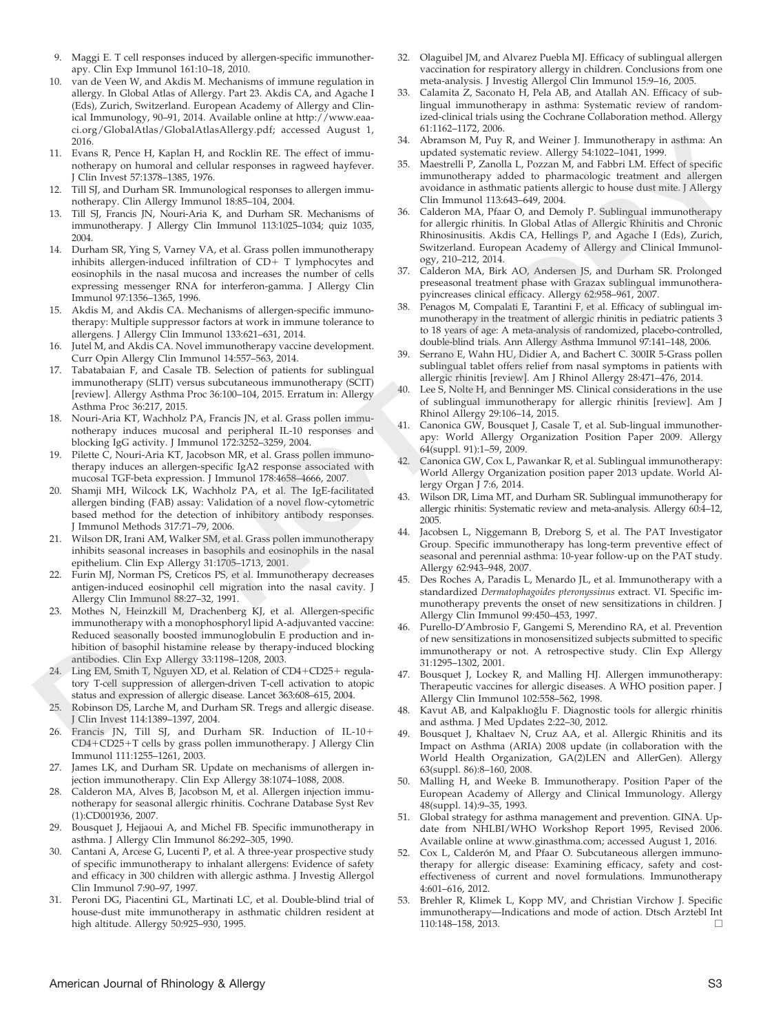9. Maggi E. T cell responses induced by allergen-specific immunotherapy. Clin Exp Immunol 161:10–18, 2010.
10. van de Veen W, and Akdis M. Mechanisms of immune regulation in allergy. In Global Atlas of Allergy. Part 23. Akdis CA, and Agache I (Eds), Zurich, Switzerland. European Academy of Allergy and Clinical Immunology, 90–91, 2014. Available online at http://www.eaaci.org/GlobalAtlas/GlobalAtlasAllergy.pdf; accessed August 1, 2016.
11. Evans R, Pence H, Kaplan H, and Rocklin RE. The effect of immunotherapy on humoral and cellular responses in ragweed hayfever. J Clin Invest 57:1378–1385, 1976.
12. Till SJ, and Durham SR. Immunological responses to allergen immunotherapy. Clin Allergy Immunol 18:85–104, 2004.
13. Till SJ, Francis JN, Nouri-Aria K, and Durham SR. Mechanisms of immunotherapy. J Allergy Clin Immunol 113:1025–1034; quiz 1035, 2004.
14. Durham SR, Ying S, Varney VA, et al. Grass pollen immunotherapy inhibits allergen-induced infiltration of CD+ T lymphocytes and eosinophils in the nasal mucosa and increases the number of cells expressing messenger RNA for interferon-gamma. J Allergy Clin Immunol 97:1356–1365, 1996.
15. Akdis M, and Akdis CA. Mechanisms of allergen-specific immunotherapy: Multiple suppressor factors at work in immune tolerance to allergens. J Allergy Clin Immunol 133:621–631, 2014.
16. Jutel M, and Akdis CA. Novel immunotherapy vaccine development. Curr Opin Allergy Clin Immunol 14:557–563, 2014.
17. Tabatabaian F, and Casale TB. Selection of patients for sublingual immunotherapy (SLIT) versus subcutaneous immunotherapy (SCIT) [review]. Allergy Asthma Proc 36:100–104, 2015. Erratum in: Allergy Asthma Proc 36:217, 2015.
18. Nouri-Aria KT, Wachholz PA, Francis JN, et al. Grass pollen immunotherapy induces mucosal and peripheral IL-10 responses and blocking IgG activity. J Immunol 172:3252–3259, 2004.
19. Pilette C, Nouri-Aria KT, Jacobson MR, et al. Grass pollen immunotherapy induces an allergen-specific IgA2 response associated with mucosal TGF-beta expression. J Immunol 178:4658–4666, 2007.
20. Shamji MH, Wilcock LK, Wachholz PA, et al. The IgE-facilitated allergen binding (FAB) assay: Validation of a novel flow-cytometric based method for the detection of inhibitory antibody responses. J Immunol Methods 317:71–79, 2006.
21. Wilson DR, Irani AM, Walker SM, et al. Grass pollen immunotherapy inhibits seasonal increases in basophils and eosinophils in the nasal epithelium. Clin Exp Allergy 31:1705–1713, 2001.
22. Furin MJ, Norman PS, Creticos PS, et al. Immunotherapy decreases antigen-induced eosinophil cell migration into the nasal cavity. J Allergy Clin Immunol 88:27–32, 1991.
23. Mothes N, Heinzkill M, Drachenberg KJ, et al. Allergen-specific immunotherapy with a monophosphoryl lipid A-adjuvanted vaccine: Reduced seasonally boosted immunoglobulin E production and inhibition of basophil histamine release by therapy-induced blocking antibodies. Clin Exp Allergy 33:1198–1208, 2003.
24. Ling EM, Smith T, Nguyen XD, et al. Relation of CD4+CD25+ regulatory T-cell suppression of allergen-driven T-cell activation to atopic status and expression of allergic disease. Lancet 363:608–615, 2004.
25. Robinson DS, Larche M, and Durham SR. Tregs and allergic disease. J Clin Invest 114:1389–1397, 2004.
26. Francis JN, Till SJ, and Durham SR. Induction of IL-10+ CD4+CD25+T cells by grass pollen immunotherapy. J Allergy Clin Immunol 111:1255–1261, 2003.
27. James LK, and Durham SR. Update on mechanisms of allergen injection immunotherapy. Clin Exp Allergy 38:1074–1088, 2008.
28. Calderon MA, Alves B, Jacobson M, et al. Allergen injection immunotherapy for seasonal allergic rhinitis. Cochrane Database Syst Rev (1):CD001936, 2007.
29. Bousquet J, Hejjaoui A, and Michel FB. Specific immunotherapy in asthma. J Allergy Clin Immunol 86:292–305, 1990.
30. Cantani A, Arcese G, Lucenti P, et al. A three-year prospective study of specific immunotherapy to inhalant allergens: Evidence of safety and efficacy in 300 children with allergic asthma. J Investig Allergol Clin Immunol 7:90–97, 1997.
31. Peroni DG, Piacentini GL, Martinati LC, et al. Double-blind trial of house-dust mite immunotherapy in asthmatic children resident at high altitude. Allergy 50:925–930, 1995.
32. Olaguibel JM, and Alvarez Puebla MJ. Efficacy of sublingual allergen vaccination for respiratory allergy in children. Conclusions from one meta-analysis. J Investig Allergol Clin Immunol 15:9–16, 2005.
33. Calamita Z, Saconato H, Pela AB, and Atallah AN. Efficacy of sublingual immunotherapy in asthma: Systematic review of randomized-clinical trials using the Cochrane Collaboration method. Allergy 61:1162–1172, 2006.
34. Abramson M, Puy R, and Weiner J. Immunotherapy in asthma: An updated systematic review. Allergy 54:1022–1041, 1999.
35. Maestrelli P, Zanolla L, Pozzan M, and Fabbri LM. Effect of specific immunotherapy added to pharmacologic treatment and allergen avoidance in asthmatic patients allergic to house dust mite. J Allergy Clin Immunol 113:643–649, 2004.
36. Calderon MA, Pfaar O, and Demoly P. Sublingual immunotherapy for allergic rhinitis. In Global Atlas of Allergic Rhinitis and Chronic Rhinosinusitis. Akdis CA, Hellings P, and Agache I (Eds), Zurich, Switzerland. European Academy of Allergy and Clinical Immunology, 210–212, 2014.
37. Calderon MA, Birk AO, Andersen JS, and Durham SR. Prolonged preseasonal treatment phase with Grazax sublingual immunotherapyincreases clinical efficacy. Allergy 62:958–961, 2007.
38. Penagos M, Compalati E, Tarantini F, et al. Efficacy of sublingual immunotherapy in the treatment of allergic rhinitis in pediatric patients 3 to 18 years of age: A meta-analysis of randomized, placebo-controlled, double-blind trials. Ann Allergy Asthma Immunol 97:141–148, 2006.
39. Serrano E, Wahn HU, Didier A, and Bachert C. 300IR 5-Grass pollen sublingual tablet offers relief from nasal symptoms in patients with allergic rhinitis [review]. Am J Rhinol Allergy 28:471–476, 2014.
40. Lee S, Nolte H, and Benninger MS. Clinical considerations in the use of sublingual immunotherapy for allergic rhinitis [review]. Am J Rhinol Allergy 29:106–14, 2015.
41. Canonica GW, Bousquet J, Casale T, et al. Sub-lingual immunotherapy: World Allergy Organization Position Paper 2009. Allergy 64(suppl. 91):1–59, 2009.
42. Canonica GW, Cox L, Pawankar R, et al. Sublingual immunotherapy: World Allergy Organization position paper 2013 update. World Allergy Organ J 7:6, 2014.
43. Wilson DR, Lima MT, and Durham SR. Sublingual immunotherapy for allergic rhinitis: Systematic review and meta-analysis. Allergy 60:4–12, 2005.
44. Jacobsen L, Niggemann B, Dreborg S, et al. The PAT Investigator Group. Specific immunotherapy has long-term preventive effect of seasonal and perennial asthma: 10-year follow-up on the PAT study. Allergy 62:943–948, 2007.
45. Des Roches A, Paradis L, Menardo JL, et al. Immunotherapy with a standardized *Dermatophagoides pteronyssinus* extract. VI. Specific immunotherapy prevents the onset of new sensitizations in children. J Allergy Clin Immunol 99:450–453, 1997.
46. Purello-D'Ambrosio F, Gangemi S, Merendino RA, et al. Prevention of new sensitizations in monosensitized subjects submitted to specific immunotherapy or not. A retrospective study. Clin Exp Allergy 31:1295–1302, 2001.
47. Bousquet J, Lockey R, and Malling HJ. Allergen immunotherapy: Therapeutic vaccines for allergic diseases. A WHO position paper. J Allergy Clin Immunol 102:558–562, 1998.
48. Kavut AB, and Kalpaklıoğlu F. Diagnostic tools for allergic rhinitis and asthma. J Med Updates 2:22–30, 2012.
49. Bousquet J, Khaltaev N, Cruz AA, et al. Allergic Rhinitis and its Impact on Asthma (ARIA) 2008 update (in collaboration with the World Health Organization, GA(2)LEN and AllerGen). Allergy 63(suppl. 86):8–160, 2008.
50. Malling H, and Weeke B. Immunotherapy. Position Paper of the European Academy of Allergy and Clinical Immunology. Allergy 48(suppl. 14):9–35, 1993.
51. Global strategy for asthma management and prevention. GINA. Update from NHLBI/WHO Workshop Report 1995, Revised 2006. Available online at www.ginasthma.com; accessed August 1, 2016.
52. Cox L, Calderón M, and Pfaar O. Subcutaneous allergen immunotherapy for allergic disease: Examining efficacy, safety and cost-effectiveness of current and novel formulations. Immunotherapy 4:601–616, 2012.
53. Brehler R, Klimek L, Kopp MV, and Christian Virchow J. Specific immunotherapy—Indications and mode of action. Dtsch Arztebl Int 110:148–158, 2013. □